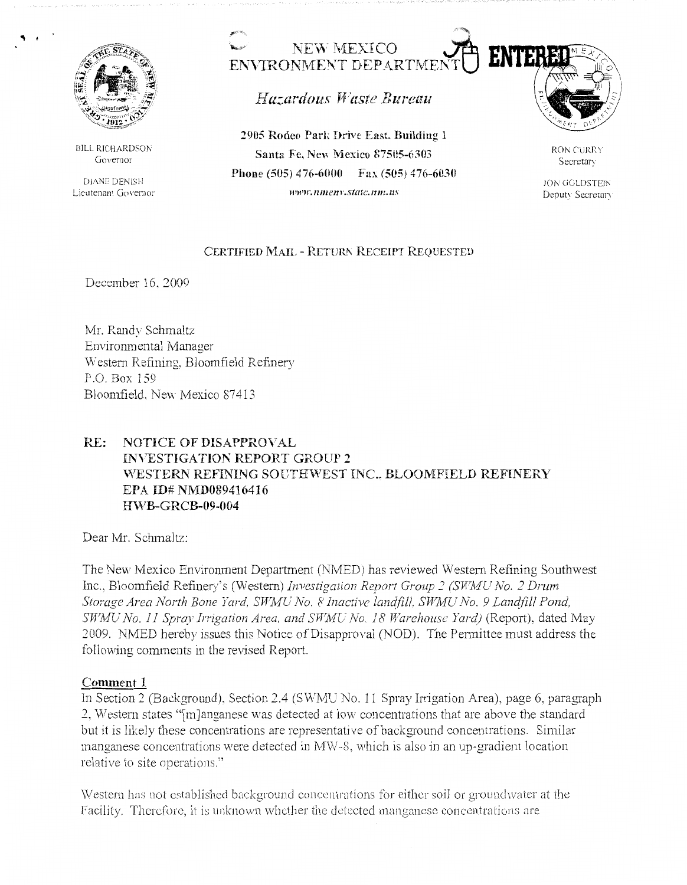BILL RICHARDSON
Governor

DIANE DENISH
Lieutenant Governor

# NEW MEXICO ENVIRONMENT DEPARTMENT

ENTERED

*Hazardous Waste Bureau*

**2905 Rodeo Park Drive East, Building 1**
**Santa Fe, New Mexico 87505-6303**
**Phone (505) 476-6000 Fax (505) 476-6030**
*www.nmenv.state.nm.us*

RON CURRY
Secretary

JON GOLDSTEIN
Deputy Secretary

CERTIFIED MAIL - RETURN RECEIPT REQUESTED

December 16, 2009

Mr. Randy Schmaltz
Environmental Manager
Western Refining, Bloomfield Refinery
P.O. Box 159
Bloomfield, New Mexico 87413

**RE: NOTICE OF DISAPPROVAL**
**INVESTIGATION REPORT GROUP 2**
**WESTERN REFINING SOUTHWEST INC., BLOOMFIELD REFINERY**
**EPA ID# NMD089416416**
**HWB-GRCB-09-004**

Dear Mr. Schmaltz:

The New Mexico Environment Department (NMED) has reviewed Western Refining Southwest Inc., Bloomfield Refinery's (Western) *Investigation Report Group 2 (SWMU No. 2 Drum Storage Area North Bone Yard, SWMU No. 8 Inactive landfill, SWMU No. 9 Landfill Pond, SWMU No. 11 Spray Irrigation Area, and SWMU No. 18 Warehouse Yard)* (Report), dated May 2009. NMED hereby issues this Notice of Disapproval (NOD). The Permittee must address the following comments in the revised Report.

**Comment 1**

In Section 2 (Background), Section 2.4 (SWMU No. 11 Spray Irrigation Area), page 6, paragraph 2, Western states "[m]anganese was detected at low concentrations that are above the standard but it is likely these concentrations are representative of background concentrations. Similar manganese concentrations were detected in MW-8, which is also in an up-gradient location relative to site operations."

Western has not established background concentrations for either soil or groundwater at the Facility. Therefore, it is unknown whether the detected manganese concentrations are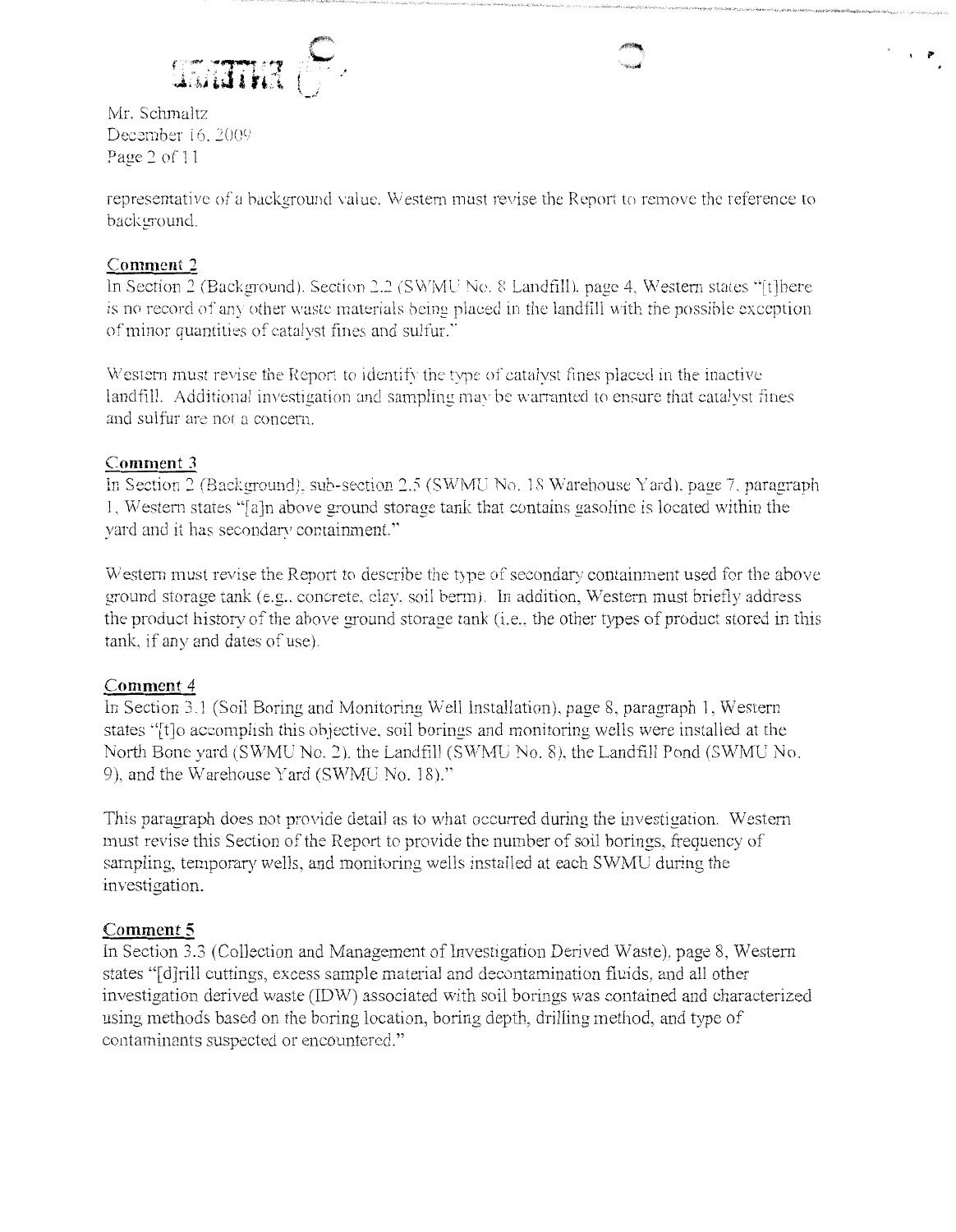representative of a background value. Western must revise the Report to remove the reference to background.

## Comment 2

In Section 2 (Background), Section 2.2 (SWMU No. 8 Landfill), page 4, Western states "[t]here is no record of any other waste materials being placed in the landfill with the possible exception of minor quantities of catalyst fines and sulfur."

Western must revise the Report to identify the type of catalyst fines placed in the inactive landfill. Additional investigation and sampling may be warranted to ensure that catalyst fines and sulfur are not a concern.

## Comment 3

In Section 2 (Background), sub-section 2.5 (SWMU No. 18 Warehouse Yard), page 7, paragraph 1, Western states "[a]n above ground storage tank that contains gasoline is located within the yard and it has secondary containment."

Western must revise the Report to describe the type of secondary containment used for the above ground storage tank (e.g., concrete, clay, soil berm). In addition, Western must briefly address the product history of the above ground storage tank (i.e., the other types of product stored in this tank, if any and dates of use).

## Comment 4

In Section 3.1 (Soil Boring and Monitoring Well Installation), page 8, paragraph 1, Western states "[t]o accomplish this objective, soil borings and monitoring wells were installed at the North Bone yard (SWMU No. 2), the Landfill (SWMU No. 8), the Landfill Pond (SWMU No. 9), and the Warehouse Yard (SWMU No. 18)."

This paragraph does not provide detail as to what occurred during the investigation. Western must revise this Section of the Report to provide the number of soil borings, frequency of sampling, temporary wells, and monitoring wells installed at each SWMU during the investigation.

## Comment 5

In Section 3.3 (Collection and Management of Investigation Derived Waste), page 8, Western states "[d]rill cuttings, excess sample material and decontamination fluids, and all other investigation derived waste (IDW) associated with soil borings was contained and characterized using methods based on the boring location, boring depth, drilling method, and type of contaminants suspected or encountered."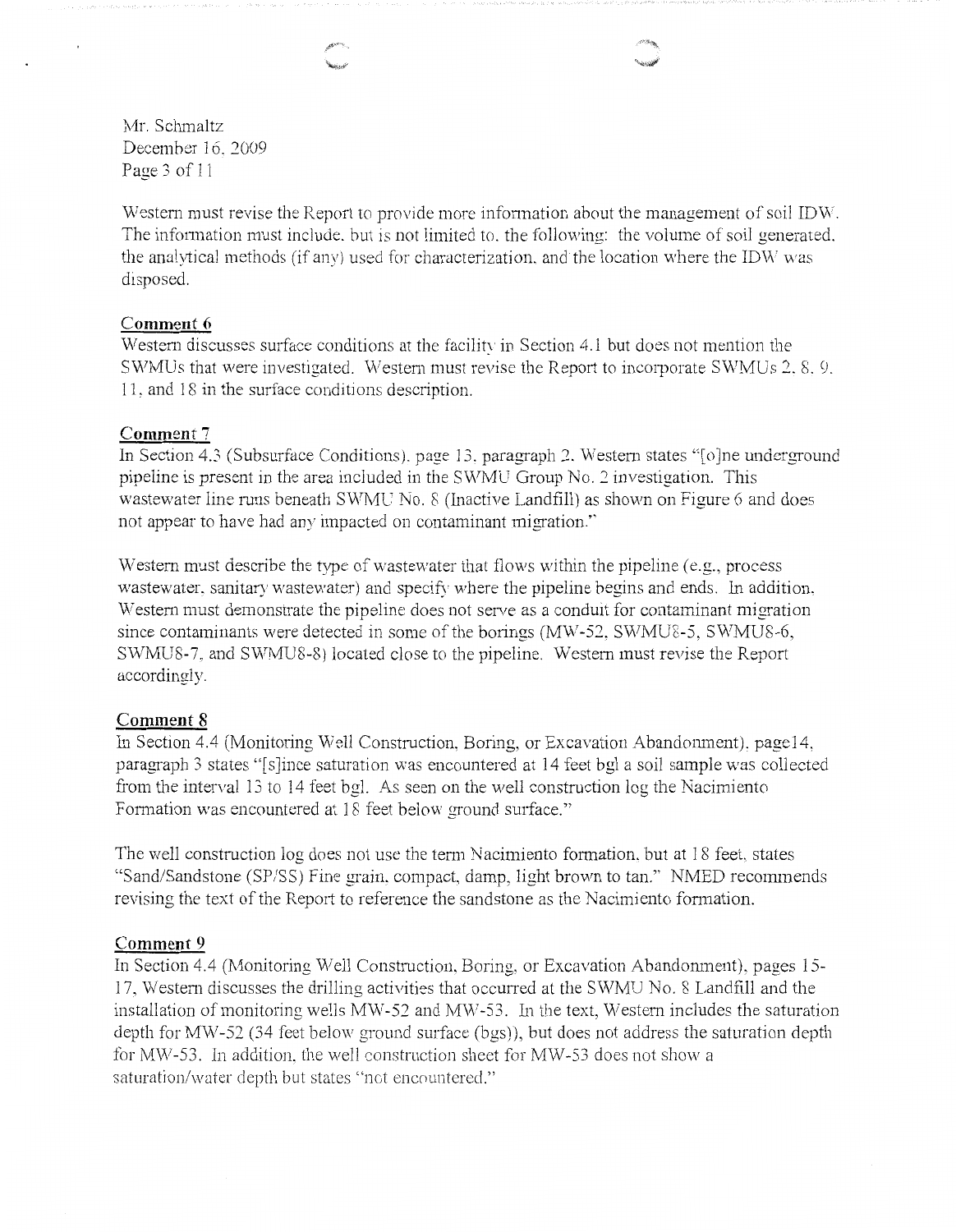Western must revise the Report to provide more information about the management of soil IDW. The information must include, but is not limited to, the following: the volume of soil generated, the analytical methods (if any) used for characterization, and the location where the IDW was disposed.

**Comment 6**

Western discusses surface conditions at the facility in Section 4.1 but does not mention the SWMUs that were investigated. Western must revise the Report to incorporate SWMUs 2, 8, 9, 11, and 18 in the surface conditions description.

**Comment 7**

In Section 4.3 (Subsurface Conditions), page 13, paragraph 2, Western states "[o]ne underground pipeline is present in the area included in the SWMU Group No. 2 investigation. This wastewater line runs beneath SWMU No. 8 (Inactive Landfill) as shown on Figure 6 and does not appear to have had any impacted on contaminant migration."

Western must describe the type of wastewater that flows within the pipeline (e.g., process wastewater, sanitary wastewater) and specify where the pipeline begins and ends. In addition, Western must demonstrate the pipeline does not serve as a conduit for contaminant migration since contaminants were detected in some of the borings (MW-52, SWMU8-5, SWMU8-6, SWMU8-7, and SWMU8-8) located close to the pipeline. Western must revise the Report accordingly.

**Comment 8**

In Section 4.4 (Monitoring Well Construction, Boring, or Excavation Abandonment), page14, paragraph 3 states "[s]ince saturation was encountered at 14 feet bgl a soil sample was collected from the interval 13 to 14 feet bgl. As seen on the well construction log the Nacimiento Formation was encountered at 18 feet below ground surface."

The well construction log does not use the term Nacimiento formation, but at 18 feet, states "Sand/Sandstone (SP/SS) Fine grain, compact, damp, light brown to tan." NMED recommends revising the text of the Report to reference the sandstone as the Nacimiento formation.

**Comment 9**

In Section 4.4 (Monitoring Well Construction, Boring, or Excavation Abandonment), pages 15-17, Western discusses the drilling activities that occurred at the SWMU No. 8 Landfill and the installation of monitoring wells MW-52 and MW-53. In the text, Western includes the saturation depth for MW-52 (34 feet below ground surface (bgs)), but does not address the saturation depth for MW-53. In addition, the well construction sheet for MW-53 does not show a saturation/water depth but states "not encountered."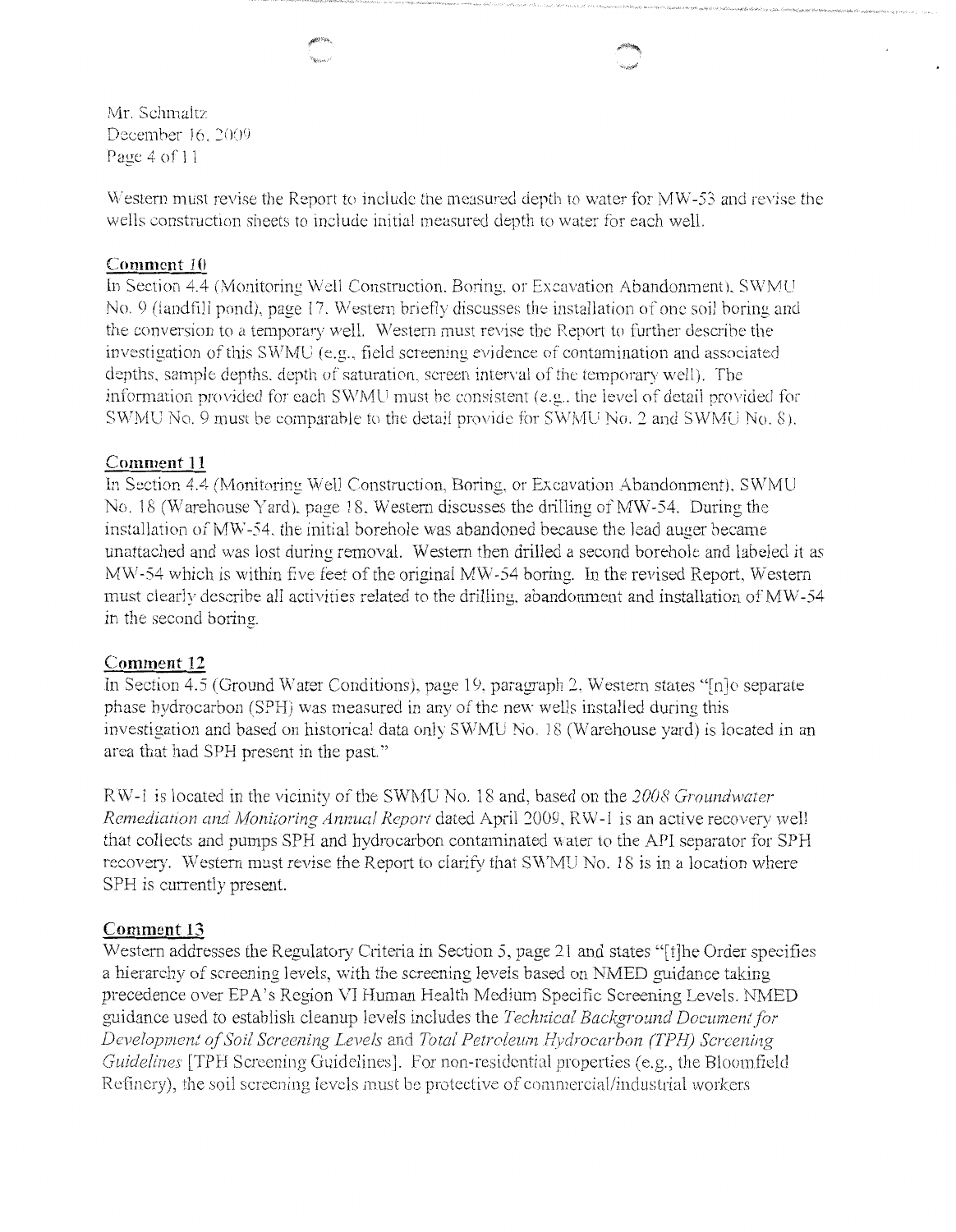Western must revise the Report to include the measured depth to water for MW-53 and revise the wells construction sheets to include initial measured depth to water for each well.

**Comment 10**

In Section 4.4 (Monitoring Well Construction, Boring, or Excavation Abandonment), SWMU No. 9 (landfill pond), page 17, Western briefly discusses the installation of one soil boring and the conversion to a temporary well. Western must revise the Report to further describe the investigation of this SWMU (e.g., field screening evidence of contamination and associated depths, sample depths, depth of saturation, screen interval of the temporary well). The information provided for each SWMU must be consistent (e.g., the level of detail provided for SWMU No. 9 must be comparable to the detail provide for SWMU No. 2 and SWMU No. 8).

**Comment 11**

In Section 4.4 (Monitoring Well Construction, Boring, or Excavation Abandonment), SWMU No. 18 (Warehouse Yard), page 18, Western discusses the drilling of MW-54. During the installation of MW-54, the initial borehole was abandoned because the lead auger became unattached and was lost during removal. Western then drilled a second borehole and labeled it as MW-54 which is within five feet of the original MW-54 boring. In the revised Report, Western must clearly describe all activities related to the drilling, abandonment and installation of MW-54 in the second boring.

**Comment 12**

In Section 4.5 (Ground Water Conditions), page 19, paragraph 2, Western states "[n]o separate phase hydrocarbon (SPH) was measured in any of the new wells installed during this investigation and based on historical data only SWMU No. 18 (Warehouse yard) is located in an area that had SPH present in the past."

RW-1 is located in the vicinity of the SWMU No. 18 and, based on the *2008 Groundwater Remediation and Monitoring Annual Report* dated April 2009, RW-1 is an active recovery well that collects and pumps SPH and hydrocarbon contaminated water to the API separator for SPH recovery. Western must revise the Report to clarify that SWMU No. 18 is in a location where SPH is currently present.

**Comment 13**

Western addresses the Regulatory Criteria in Section 5, page 21 and states "[t]he Order specifies a hierarchy of screening levels, with the screening levels based on NMED guidance taking precedence over EPA's Region VI Human Health Medium Specific Screening Levels. NMED guidance used to establish cleanup levels includes the *Technical Background Document for Development of Soil Screening Levels* and *Total Petroleum Hydrocarbon (TPH) Screening Guidelines* [TPH Screening Guidelines]. For non-residential properties (e.g., the Bloomfield Refinery), the soil screening levels must be protective of commercial/industrial workers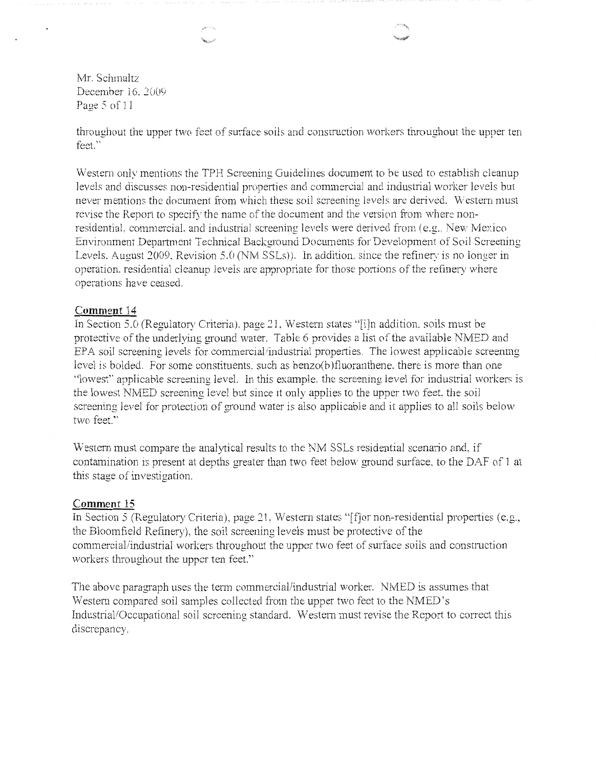throughout the upper two feet of surface soils and construction workers throughout the upper ten feet."

Western only mentions the TPH Screening Guidelines document to be used to establish cleanup levels and discusses non-residential properties and commercial and industrial worker levels but never mentions the document from which these soil screening levels are derived. Western must revise the Report to specify the name of the document and the version from where non-residential, commercial, and industrial screening levels were derived from (e.g., New Mexico Environment Department Technical Background Documents for Development of Soil Screening Levels, August 2009, Revision 5.0 (NM SSLs)). In addition, since the refinery is no longer in operation, residential cleanup levels are appropriate for those portions of the refinery where operations have ceased.

**Comment 14**

In Section 5.0 (Regulatory Criteria), page 21, Western states "[i]n addition, soils must be protective of the underlying ground water. Table 6 provides a list of the available NMED and EPA soil screening levels for commercial/industrial properties. The lowest applicable screening level is bolded. For some constituents, such as benzo(b)fluoranthene, there is more than one "lowest" applicable screening level. In this example, the screening level for industrial workers is the lowest NMED screening level but since it only applies to the upper two feet, the soil screening level for protection of ground water is also applicable and it applies to all soils below two feet."

Western must compare the analytical results to the NM SSLs residential scenario and, if contamination is present at depths greater than two feet below ground surface, to the DAF of 1 at this stage of investigation.

**Comment 15**

In Section 5 (Regulatory Criteria), page 21, Western states "[f]or non-residential properties (e.g., the Bloomfield Refinery), the soil screening levels must be protective of the commercial/industrial workers throughout the upper two feet of surface soils and construction workers throughout the upper ten feet."

The above paragraph uses the term commercial/industrial worker. NMED is assumes that Western compared soil samples collected from the upper two feet to the NMED's Industrial/Occupational soil screening standard. Western must revise the Report to correct this discrepancy.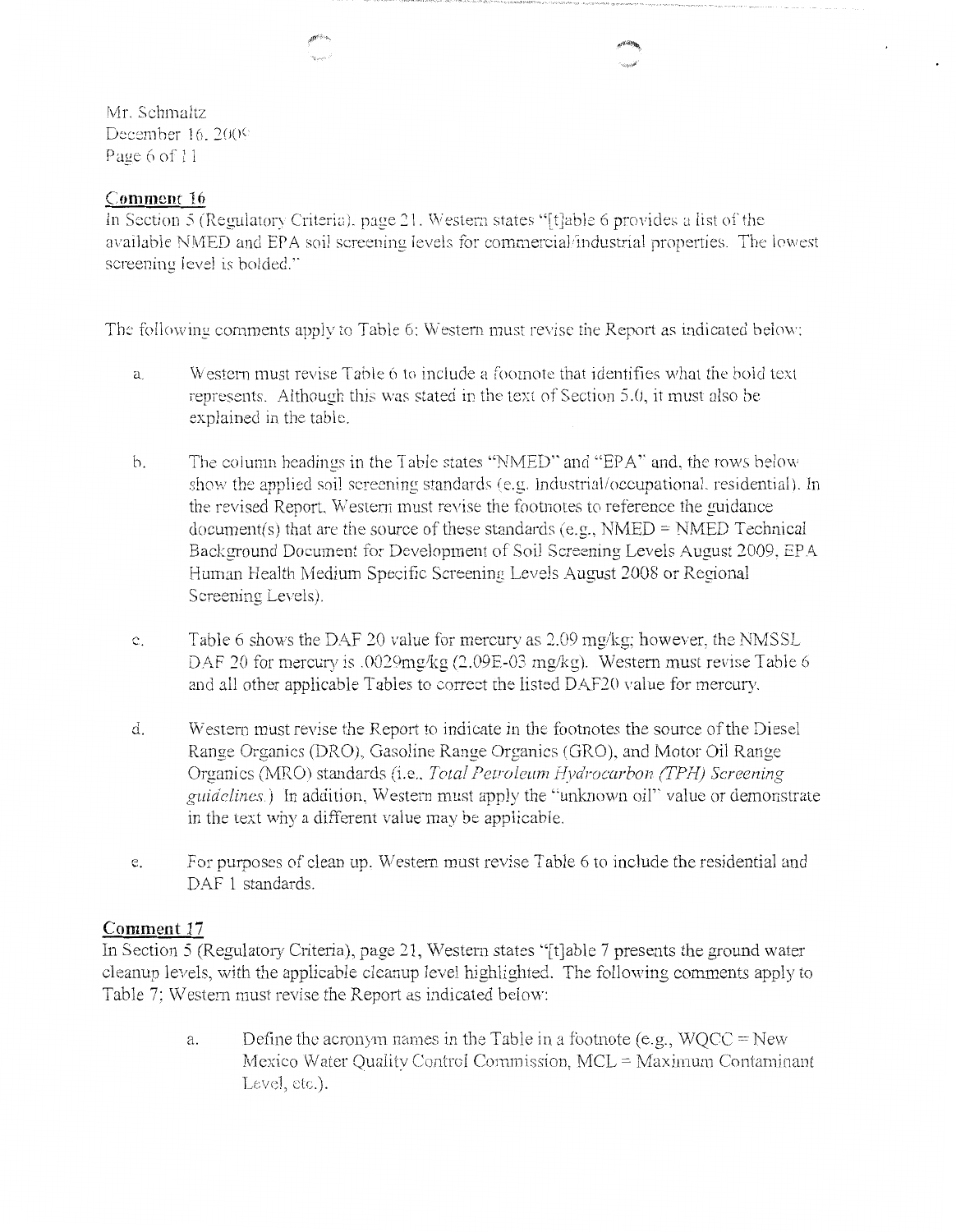## Comment 16

In Section 5 (Regulatory Criteria), page 21, Western states "[t]able 6 provides a list of the available NMED and EPA soil screening levels for commercial/industrial properties. The lowest screening level is bolded."

The following comments apply to Table 6; Western must revise the Report as indicated below:

a. Western must revise Table 6 to include a footnote that identifies what the bold text represents. Although this was stated in the text of Section 5.0, it must also be explained in the table.

b. The column headings in the Table states "NMED" and "EPA" and, the rows below show the applied soil screening standards (e.g. Industrial/occupational, residential). In the revised Report, Western must revise the footnotes to reference the guidance document(s) that are the source of these standards (e.g., NMED = NMED Technical Background Document for Development of Soil Screening Levels August 2009, EPA Human Health Medium Specific Screening Levels August 2008 or Regional Screening Levels).

c. Table 6 shows the DAF 20 value for mercury as 2.09 mg/kg; however, the NMSSL DAF 20 for mercury is .0029mg/kg (2.09E-03 mg/kg). Western must revise Table 6 and all other applicable Tables to correct the listed DAF20 value for mercury.

d. Western must revise the Report to indicate in the footnotes the source of the Diesel Range Organics (DRO), Gasoline Range Organics (GRO), and Motor Oil Range Organics (MRO) standards (i.e., *Total Petroleum Hydrocarbon (TPH) Screening guidelines*.) In addition, Western must apply the "unknown oil" value or demonstrate in the text why a different value may be applicable.

e. For purposes of clean up, Western must revise Table 6 to include the residential and DAF 1 standards.

## Comment 17

In Section 5 (Regulatory Criteria), page 21, Western states "[t]able 7 presents the ground water cleanup levels, with the applicable cleanup level highlighted. The following comments apply to Table 7; Western must revise the Report as indicated below:

a. Define the acronym names in the Table in a footnote (e.g., WQCC = New Mexico Water Quality Control Commission, MCL = Maximum Contaminant Level, etc.).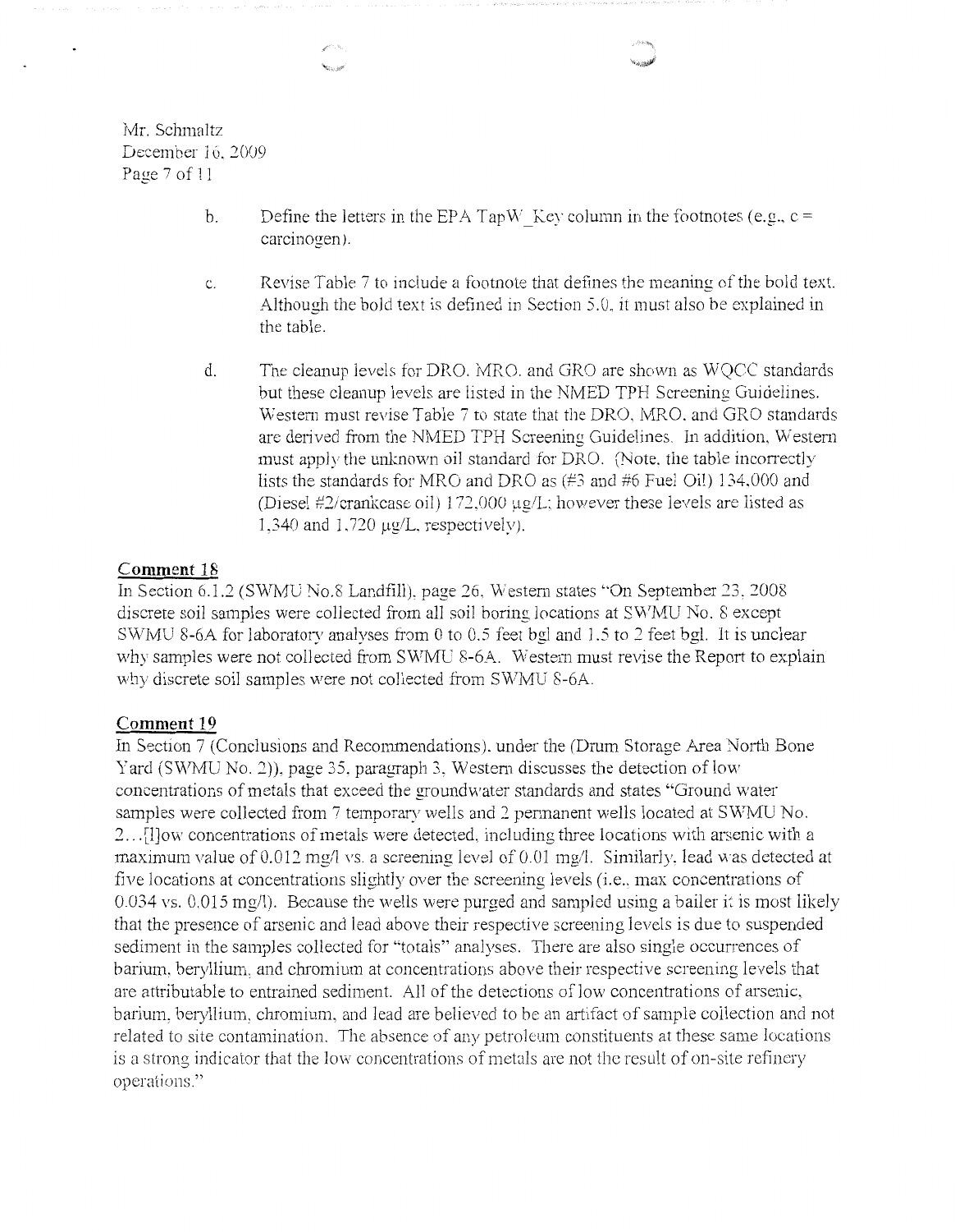b. Define the letters in the EPA TapW_Key column in the footnotes (e.g., c = carcinogen).

c. Revise Table 7 to include a footnote that defines the meaning of the bold text. Although the bold text is defined in Section 5.0, it must also be explained in the table.

d. The cleanup levels for DRO, MRO, and GRO are shown as WQCC standards but these cleanup levels are listed in the NMED TPH Screening Guidelines. Western must revise Table 7 to state that the DRO, MRO, and GRO standards are derived from the NMED TPH Screening Guidelines. In addition, Western must apply the unknown oil standard for DRO. (Note, the table incorrectly lists the standards for MRO and DRO as (#3 and #6 Fuel Oil) 134,000 and (Diesel #2/crankcase oil) 172,000 μg/L; however these levels are listed as 1,340 and 1,720 μg/L, respectively).

## Comment 18

In Section 6.1.2 (SWMU No.8 Landfill), page 26, Western states "On September 23, 2008 discrete soil samples were collected from all soil boring locations at SWMU No. 8 except SWMU 8-6A for laboratory analyses from 0 to 0.5 feet bgl and 1.5 to 2 feet bgl. It is unclear why samples were not collected from SWMU 8-6A. Western must revise the Report to explain why discrete soil samples were not collected from SWMU 8-6A.

## Comment 19

In Section 7 (Conclusions and Recommendations), under the (Drum Storage Area North Bone Yard (SWMU No. 2)), page 35, paragraph 3, Western discusses the detection of low concentrations of metals that exceed the groundwater standards and states "Ground water samples were collected from 7 temporary wells and 2 permanent wells located at SWMU No. 2…[l]ow concentrations of metals were detected, including three locations with arsenic with a maximum value of 0.012 mg/l vs. a screening level of 0.01 mg/l. Similarly, lead was detected at five locations at concentrations slightly over the screening levels (i.e., max concentrations of 0.034 vs. 0.015 mg/l). Because the wells were purged and sampled using a bailer it is most likely that the presence of arsenic and lead above their respective screening levels is due to suspended sediment in the samples collected for "totals" analyses. There are also single occurrences of barium, beryllium, and chromium at concentrations above their respective screening levels that are attributable to entrained sediment. All of the detections of low concentrations of arsenic, barium, beryllium, chromium, and lead are believed to be an artifact of sample collection and not related to site contamination. The absence of any petroleum constituents at these same locations is a strong indicator that the low concentrations of metals are not the result of on-site refinery operations."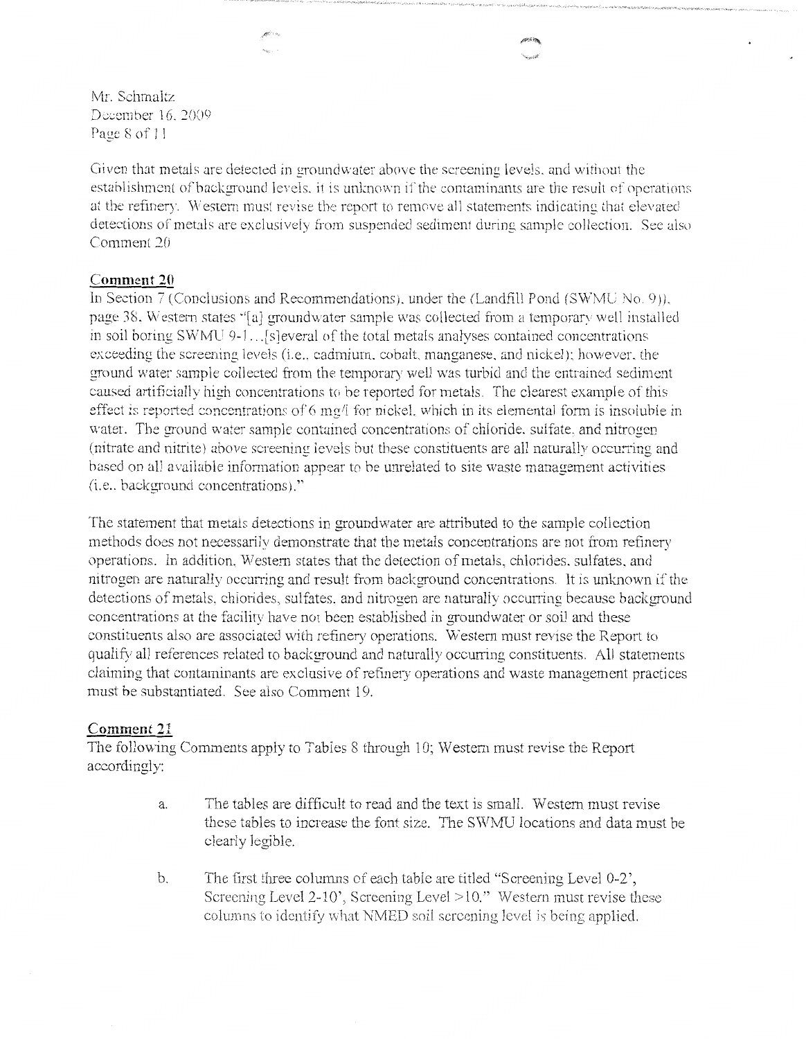Given that metals are detected in groundwater above the screening levels, and without the establishment of background levels, it is unknown if the contaminants are the result of operations at the refinery. Western must revise the report to remove all statements indicating that elevated detections of metals are exclusively from suspended sediment during sample collection. See also Comment 20

## Comment 20

In Section 7 (Conclusions and Recommendations), under the (Landfill Pond (SWMU No. 9)), page 38, Western states "[a] groundwater sample was collected from a temporary well installed in soil boring SWMU 9-1…[s]everal of the total metals analyses contained concentrations exceeding the screening levels (i.e., cadmium, cobalt, manganese, and nickel); however, the ground water sample collected from the temporary well was turbid and the entrained sediment caused artificially high concentrations to be reported for metals. The clearest example of this effect is reported concentrations of 6 mg/l for nickel, which in its elemental form is insoluble in water. The ground water sample contained concentrations of chloride, sulfate, and nitrogen (nitrate and nitrite) above screening levels but these constituents are all naturally occurring and based on all available information appear to be unrelated to site waste management activities (i.e., background concentrations)."

The statement that metals detections in groundwater are attributed to the sample collection methods does not necessarily demonstrate that the metals concentrations are not from refinery operations. In addition, Western states that the detection of metals, chlorides, sulfates, and nitrogen are naturally occurring and result from background concentrations. It is unknown if the detections of metals, chlorides, sulfates, and nitrogen are naturally occurring because background concentrations at the facility have not been established in groundwater or soil and these constituents also are associated with refinery operations. Western must revise the Report to qualify all references related to background and naturally occurring constituents. All statements claiming that contaminants are exclusive of refinery operations and waste management practices must be substantiated. See also Comment 19.

## Comment 21

The following Comments apply to Tables 8 through 10; Western must revise the Report accordingly:

a. The tables are difficult to read and the text is small. Western must revise these tables to increase the font size. The SWMU locations and data must be clearly legible.

b. The first three columns of each table are titled "Screening Level 0-2', Screening Level 2-10', Screening Level >10." Western must revise these columns to identify what NMED soil screening level is being applied.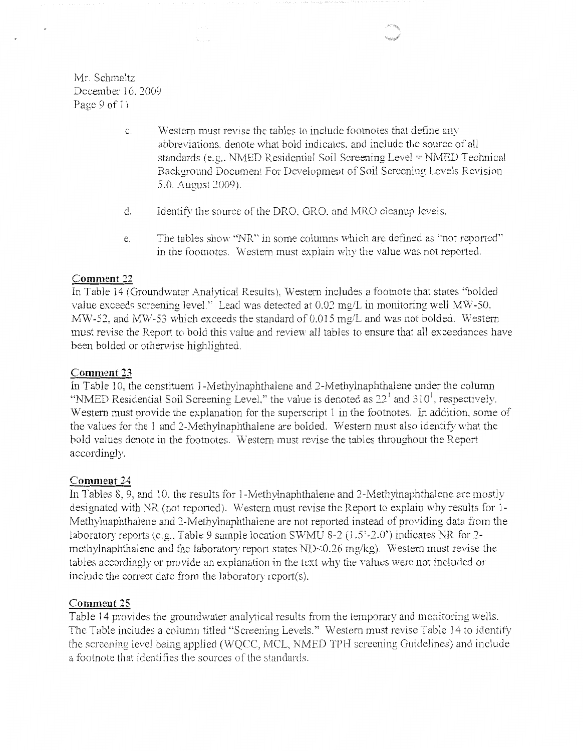c. Western must revise the tables to include footnotes that define any abbreviations, denote what bold indicates, and include the source of all standards (e.g., NMED Residential Soil Screening Level = NMED Technical Background Document For Development of Soil Screening Levels Revision 5.0, August 2009).

d. Identify the source of the DRO, GRO, and MRO cleanup levels.

e. The tables show "NR" in some columns which are defined as "not reported" in the footnotes. Western must explain why the value was not reported.

**Comment 22**

In Table 14 (Groundwater Analytical Results), Western includes a footnote that states "bolded value exceeds screening level." Lead was detected at 0.02 mg/L in monitoring well MW-50, MW-52, and MW-53 which exceeds the standard of 0.015 mg/L and was not bolded. Western must revise the Report to bold this value and review all tables to ensure that all exceedances have been bolded or otherwise highlighted.

**Comment 23**

In Table 10, the constituent 1-Methylnaphthalene and 2-Methylnaphthalene under the column "NMED Residential Soil Screening Level," the value is denoted as 22[1] and 310[1], respectively. Western must provide the explanation for the superscript 1 in the footnotes. In addition, some of the values for the 1 and 2-Methylnaphthalene are bolded. Western must also identify what the bold values denote in the footnotes. Western must revise the tables throughout the Report accordingly.

**Comment 24**

In Tables 8, 9, and 10, the results for 1-Methylnaphthalene and 2-Methylnaphthalene are mostly designated with NR (not reported). Western must revise the Report to explain why results for 1-Methylnaphthalene and 2-Methylnaphthalene are not reported instead of providing data from the laboratory reports (e.g., Table 9 sample location SWMU 8-2 (1.5'-2.0') indicates NR for 2-methylnaphthalene and the laboratory report states ND<0.26 mg/kg). Western must revise the tables accordingly or provide an explanation in the text why the values were not included or include the correct date from the laboratory report(s).

**Comment 25**

Table 14 provides the groundwater analytical results from the temporary and monitoring wells. The Table includes a column titled "Screening Levels." Western must revise Table 14 to identify the screening level being applied (WQCC, MCL, NMED TPH screening Guidelines) and include a footnote that identifies the sources of the standards.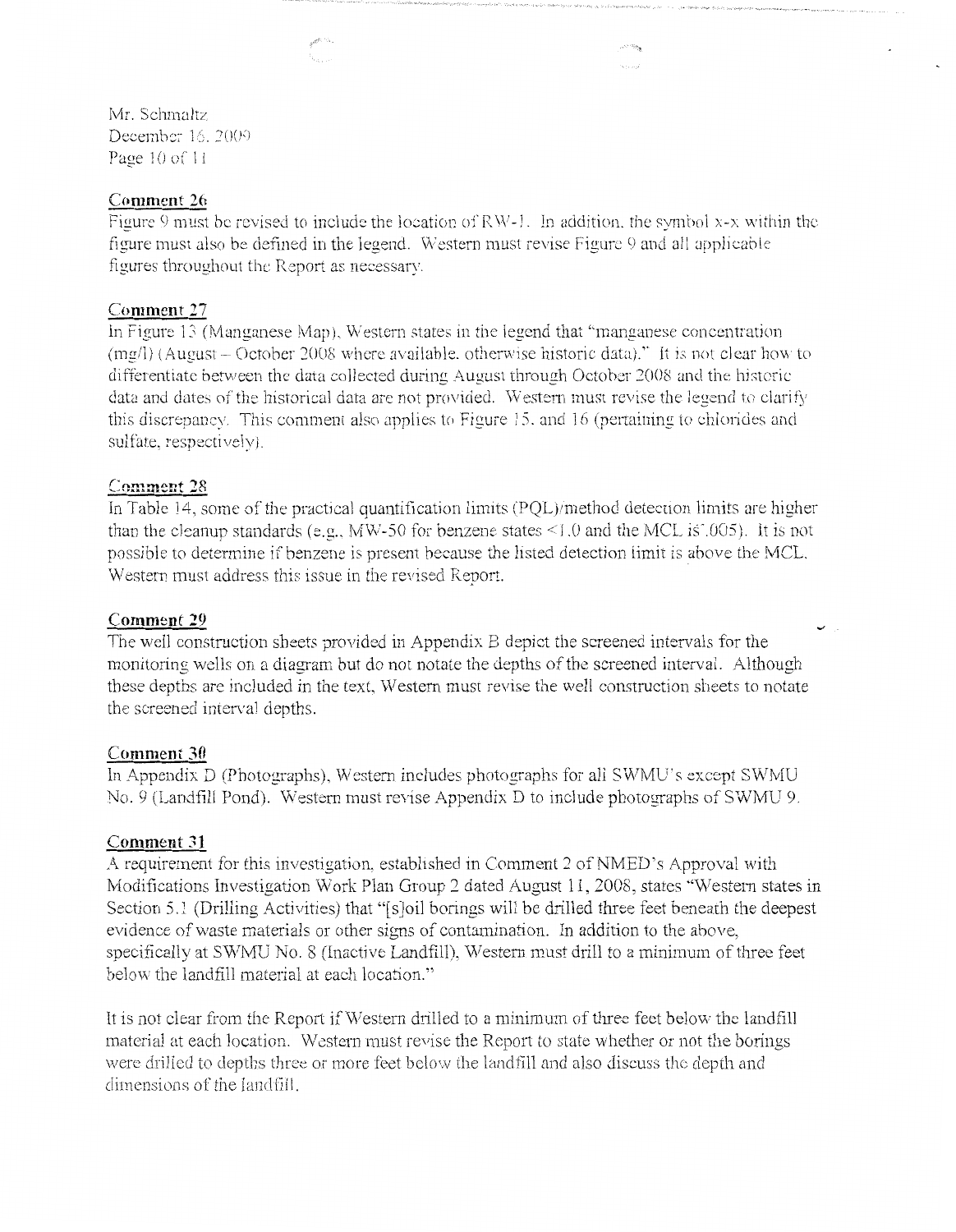Mr. Schmaltz
December 16, 2009

## Comment 26

Figure 9 must be revised to include the location of RW-1. In addition, the symbol x-x within the figure must also be defined in the legend. Western must revise Figure 9 and all applicable figures throughout the Report as necessary.

## Comment 27

In Figure 13 (Manganese Map), Western states in the legend that "manganese concentration (mg/l) (August – October 2008 where available, otherwise historic data)." It is not clear how to differentiate between the data collected during August through October 2008 and the historic data and dates of the historical data are not provided. Western must revise the legend to clarify this discrepancy. This comment also applies to Figure 15, and 16 (pertaining to chlorides and sulfate, respectively).

## Comment 28

In Table 14, some of the practical quantification limits (PQL)/method detection limits are higher than the cleanup standards (e.g., MW-50 for benzene states <1.0 and the MCL is .005). It is not possible to determine if benzene is present because the listed detection limit is above the MCL. Western must address this issue in the revised Report.

## Comment 29

The well construction sheets provided in Appendix B depict the screened intervals for the monitoring wells on a diagram but do not notate the depths of the screened interval. Although these depths are included in the text, Western must revise the well construction sheets to notate the screened interval depths.

## Comment 30

In Appendix D (Photographs), Western includes photographs for all SWMU's except SWMU No. 9 (Landfill Pond). Western must revise Appendix D to include photographs of SWMU 9.

## Comment 31

A requirement for this investigation, established in Comment 2 of NMED's Approval with Modifications Investigation Work Plan Group 2 dated August 11, 2008, states "Western states in Section 5.1 (Drilling Activities) that "[s]oil borings will be drilled three feet beneath the deepest evidence of waste materials or other signs of contamination. In addition to the above, specifically at SWMU No. 8 (Inactive Landfill), Western must drill to a minimum of three feet below the landfill material at each location."

It is not clear from the Report if Western drilled to a minimum of three feet below the landfill material at each location. Western must revise the Report to state whether or not the borings were drilled to depths three or more feet below the landfill and also discuss the depth and dimensions of the landfill.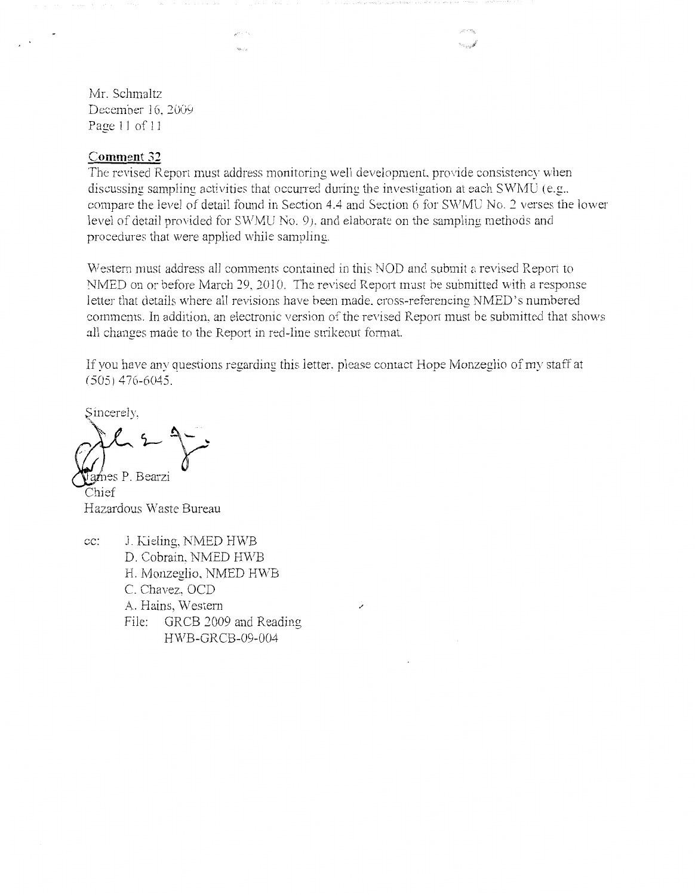Mr. Schmaltz
December 16, 2009

**Comment 32**

The revised Report must address monitoring well development, provide consistency when discussing sampling activities that occurred during the investigation at each SWMU (e.g., compare the level of detail found in Section 4.4 and Section 6 for SWMU No. 2 verses the lower level of detail provided for SWMU No. 9), and elaborate on the sampling methods and procedures that were applied while sampling.

Western must address all comments contained in this NOD and submit a revised Report to NMED on or before March 29, 2010. The revised Report must be submitted with a response letter that details where all revisions have been made, cross-referencing NMED's numbered comments. In addition, an electronic version of the revised Report must be submitted that shows all changes made to the Report in red-line strikeout format.

If you have any questions regarding this letter, please contact Hope Monzeglio of my staff at (505) 476-6045.

Sincerely,

James P. Bearzi
Chief
Hazardous Waste Bureau

cc: J. Kieling, NMED HWB
D. Cobrain, NMED HWB
H. Monzeglio, NMED HWB
C. Chavez, OCD
A. Hains, Western
File: GRCB 2009 and Reading
HWB-GRCB-09-004